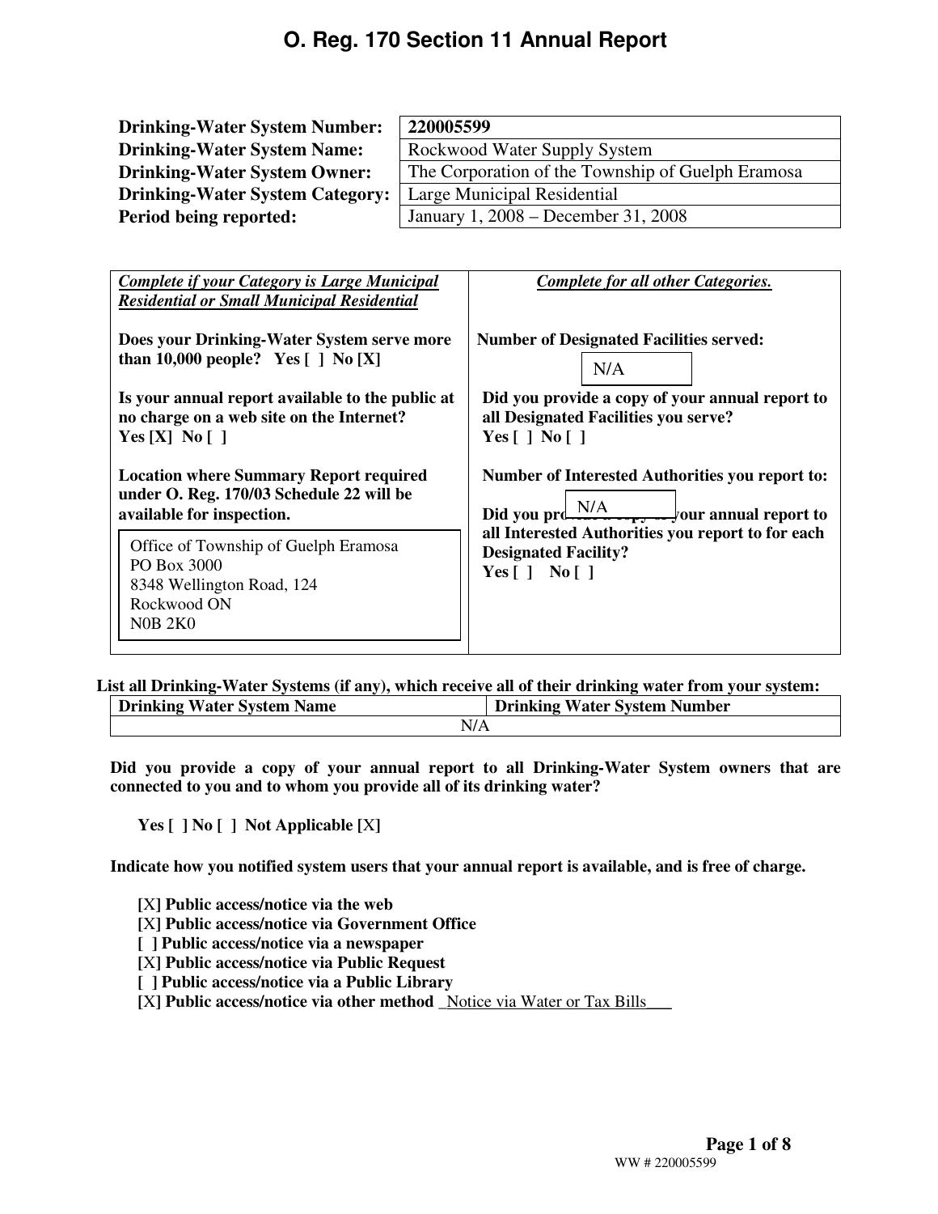# O. Reg. 170 Section 11 Annual Report

| | |
|---|---|
| **Drinking-Water System Number:** | **220005599** |
| **Drinking-Water System Name:** | Rockwood Water Supply System |
| **Drinking-Water System Owner:** | The Corporation of the Township of Guelph Eramosa |
| **Drinking-Water System Category:** | Large Municipal Residential |
| **Period being reported:** | January 1, 2008 – December 31, 2008 |

| ***Complete if your Category is Large Municipal Residential or Small Municipal Residential*** | ***Complete for all other Categories.*** |
|---|---|
| **Does your Drinking-Water System serve more than 10,000 people? Yes [ ] No [X]** | **Number of Designated Facilities served:** N/A |
| **Is your annual report available to the public at no charge on a web site on the Internet? Yes [X] No [ ]** | **Did you provide a copy of your annual report to all Designated Facilities you serve? Yes [ ] No [ ]** |
| **Location where Summary Report required under O. Reg. 170/03 Schedule 22 will be available for inspection.** | **Number of Interested Authorities you report to:** N/A |
| Office of Township of Guelph Eramosa<br>PO Box 3000<br>8348 Wellington Road, 124<br>Rockwood ON<br>N0B 2K0 | **Did you provide a copy of your annual report to all Interested Authorities you report to for each Designated Facility? Yes [ ] No [ ]** |

**List all Drinking-Water Systems (if any), which receive all of their drinking water from your system:**

| Drinking Water System Name | Drinking Water System Number |
|---|---|
| N/A | |

**Did you provide a copy of your annual report to all Drinking-Water System owners that are connected to you and to whom you provide all of its drinking water?**

**Yes [ ] No [ ] Not Applicable [**X**]**

**Indicate how you notified system users that your annual report is available, and is free of charge.**

- [X] **Public access/notice via the web**
- [X] **Public access/notice via Government Office**
- [ ] **Public access/notice via a newspaper**
- [X] **Public access/notice via Public Request**
- [ ] **Public access/notice via a Public Library**
- [X] **Public access/notice via other method** _Notice via Water or Tax Bills___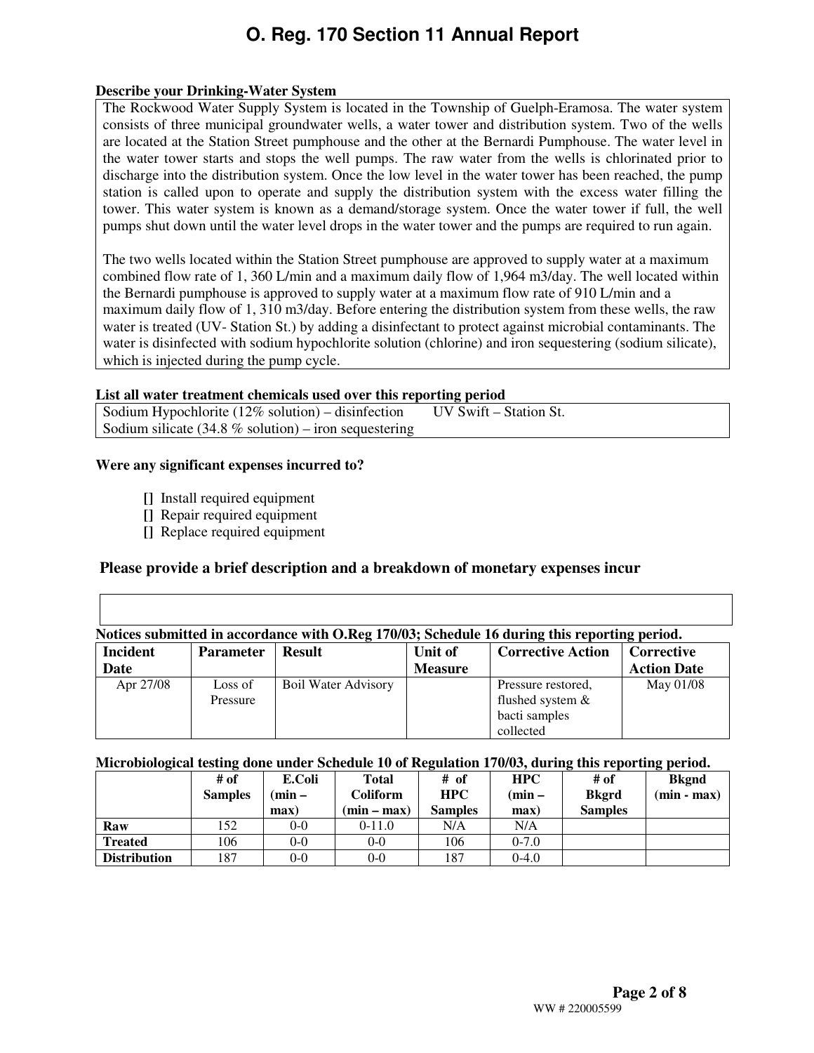# O. Reg. 170 Section 11 Annual Report

**Describe your Drinking-Water System**

The Rockwood Water Supply System is located in the Township of Guelph-Eramosa. The water system consists of three municipal groundwater wells, a water tower and distribution system. Two of the wells are located at the Station Street pumphouse and the other at the Bernardi Pumphouse. The water level in the water tower starts and stops the well pumps. The raw water from the wells is chlorinated prior to discharge into the distribution system. Once the low level in the water tower has been reached, the pump station is called upon to operate and supply the distribution system with the excess water filling the tower. This water system is known as a demand/storage system. Once the water tower if full, the well pumps shut down until the water level drops in the water tower and the pumps are required to run again.

The two wells located within the Station Street pumphouse are approved to supply water at a maximum combined flow rate of 1, 360 L/min and a maximum daily flow of 1,964 m3/day. The well located within the Bernardi pumphouse is approved to supply water at a maximum flow rate of 910 L/min and a maximum daily flow of 1, 310 m3/day. Before entering the distribution system from these wells, the raw water is treated (UV- Station St.) by adding a disinfectant to protect against microbial contaminants. The water is disinfected with sodium hypochlorite solution (chlorine) and iron sequestering (sodium silicate), which is injected during the pump cycle.

**List all water treatment chemicals used over this reporting period**

Sodium Hypochlorite (12% solution) – disinfection  UV Swift – Station St.
Sodium silicate (34.8 % solution) – iron sequestering

**Were any significant expenses incurred to?**

- [] Install required equipment
- [] Repair required equipment
- [] Replace required equipment

**Please provide a brief description and a breakdown of monetary expenses incur**

**Notices submitted in accordance with O.Reg 170/03; Schedule 16 during this reporting period.**

| Incident Date | Parameter | Result | Unit of Measure | Corrective Action | Corrective Action Date |
|---|---|---|---|---|---|
| Apr 27/08 | Loss of Pressure | Boil Water Advisory | | Pressure restored, flushed system & bacti samples collected | May 01/08 |

**Microbiological testing done under Schedule 10 of Regulation 170/03, during this reporting period.**

| | # of Samples | E.Coli (min – max) | Total Coliform (min – max) | # of HPC Samples | HPC (min – max) | # of Bkgrd Samples | Bkgnd (min - max) |
|---|---|---|---|---|---|---|---|
| **Raw** | 152 | 0-0 | 0-11.0 | N/A | N/A | | |
| **Treated** | 106 | 0-0 | 0-0 | 106 | 0-7.0 | | |
| **Distribution** | 187 | 0-0 | 0-0 | 187 | 0-4.0 | | |

WW # 220005599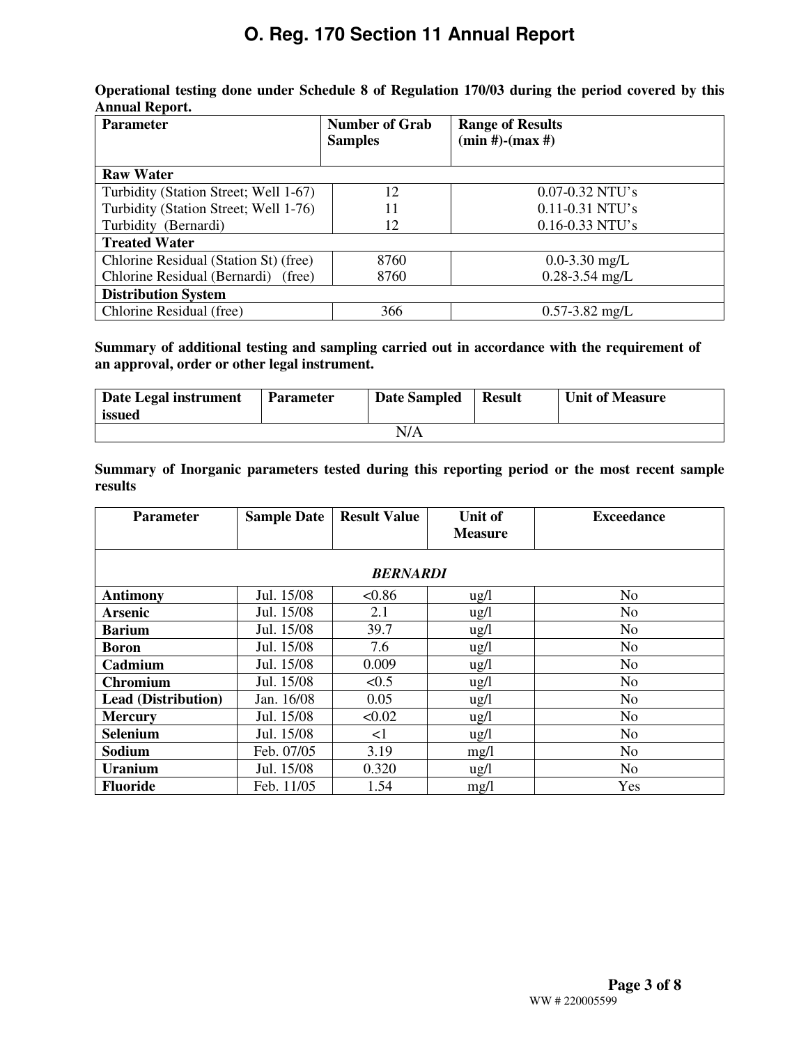# O. Reg. 170 Section 11 Annual Report

**Operational testing done under Schedule 8 of Regulation 170/03 during the period covered by this Annual Report.**

| Parameter | Number of Grab Samples | Range of Results (min #)-(max #) |
|---|---|---|
| **Raw Water** | | |
| Turbidity (Station Street; Well 1-67) | 12 | 0.07-0.32 NTU's |
| Turbidity (Station Street; Well 1-76) | 11 | 0.11-0.31 NTU's |
| Turbidity (Bernardi) | 12 | 0.16-0.33 NTU's |
| **Treated Water** | | |
| Chlorine Residual (Station St) (free) | 8760 | 0.0-3.30 mg/L |
| Chlorine Residual (Bernardi) (free) | 8760 | 0.28-3.54 mg/L |
| **Distribution System** | | |
| Chlorine Residual (free) | 366 | 0.57-3.82 mg/L |

**Summary of additional testing and sampling carried out in accordance with the requirement of an approval, order or other legal instrument.**

| Date Legal instrument issued | Parameter | Date Sampled | Result | Unit of Measure |
|---|---|---|---|---|
| N/A | | | | |

**Summary of Inorganic parameters tested during this reporting period or the most recent sample results**

| Parameter | Sample Date | Result Value | Unit of Measure | Exceedance |
|---|---|---|---|---|
| ***BERNARDI*** | | | | |
| **Antimony** | Jul. 15/08 | <0.86 | ug/l | No |
| **Arsenic** | Jul. 15/08 | 2.1 | ug/l | No |
| **Barium** | Jul. 15/08 | 39.7 | ug/l | No |
| **Boron** | Jul. 15/08 | 7.6 | ug/l | No |
| **Cadmium** | Jul. 15/08 | 0.009 | ug/l | No |
| **Chromium** | Jul. 15/08 | <0.5 | ug/l | No |
| **Lead (Distribution)** | Jan. 16/08 | 0.05 | ug/l | No |
| **Mercury** | Jul. 15/08 | <0.02 | ug/l | No |
| **Selenium** | Jul. 15/08 | <1 | ug/l | No |
| **Sodium** | Feb. 07/05 | 3.19 | mg/l | No |
| **Uranium** | Jul. 15/08 | 0.320 | ug/l | No |
| **Fluoride** | Feb. 11/05 | 1.54 | mg/l | Yes |

WW # 220005599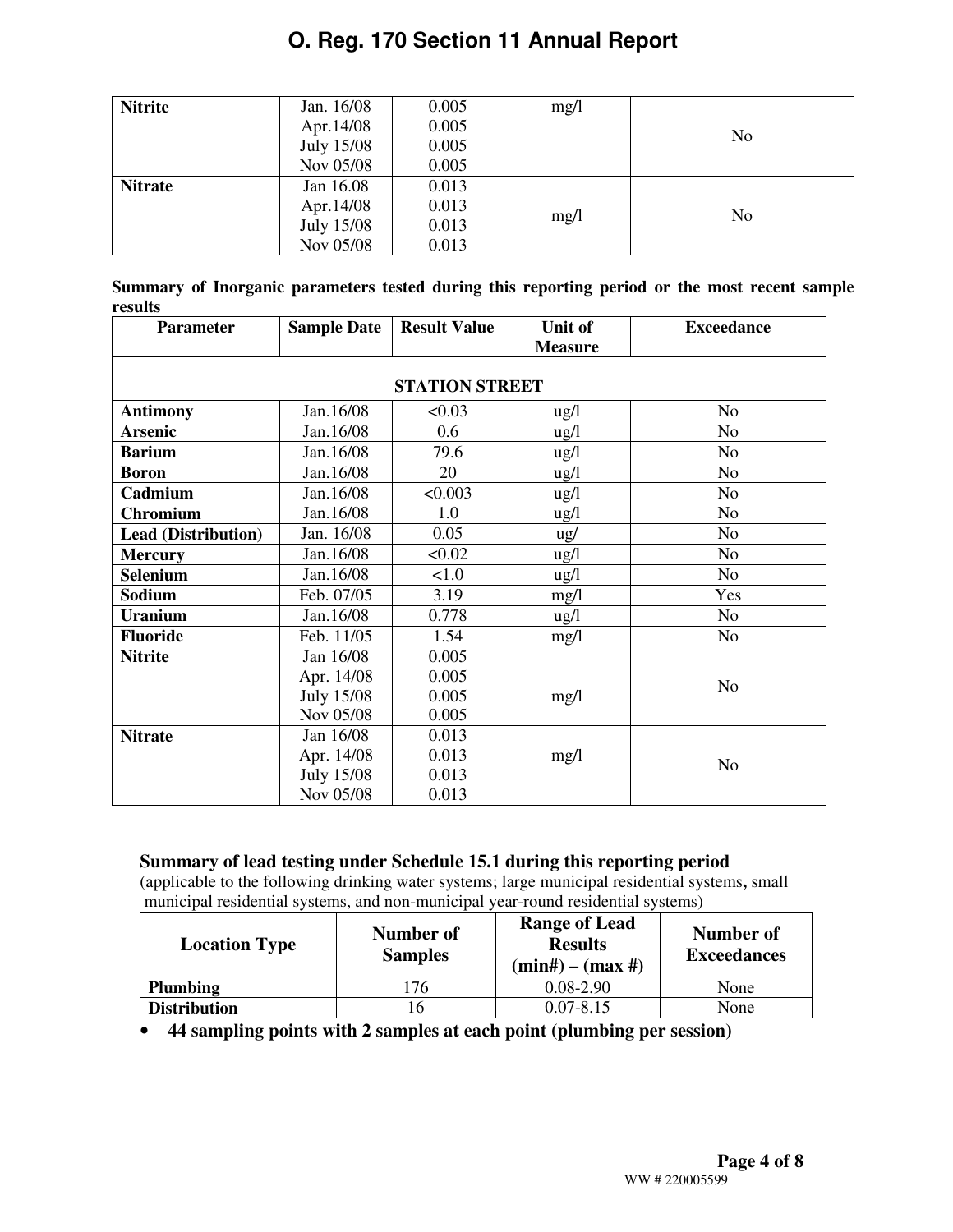| Nitrite | Jan. 16/08<br>Apr.14/08<br>July 15/08<br>Nov 05/08 | 0.005<br>0.005<br>0.005<br>0.005 | mg/l | No |
|---|---|---|---|---|
| **Nitrate** | Jan 16.08<br>Apr.14/08<br>July 15/08<br>Nov 05/08 | 0.013<br>0.013<br>0.013<br>0.013 | mg/l | No |

**Summary of Inorganic parameters tested during this reporting period or the most recent sample results**

| Parameter | Sample Date | Result Value | Unit of Measure | Exceedance |
|---|---|---|---|---|
| | | **STATION STREET** | | |
| **Antimony** | Jan.16/08 | <0.03 | ug/l | No |
| **Arsenic** | Jan.16/08 | 0.6 | ug/l | No |
| **Barium** | Jan.16/08 | 79.6 | ug/l | No |
| **Boron** | Jan.16/08 | 20 | ug/l | No |
| **Cadmium** | Jan.16/08 | <0.003 | ug/l | No |
| **Chromium** | Jan.16/08 | 1.0 | ug/l | No |
| **Lead (Distribution)** | Jan. 16/08 | 0.05 | ug/ | No |
| **Mercury** | Jan.16/08 | <0.02 | ug/l | No |
| **Selenium** | Jan.16/08 | <1.0 | ug/l | No |
| **Sodium** | Feb. 07/05 | 3.19 | mg/l | Yes |
| **Uranium** | Jan.16/08 | 0.778 | ug/l | No |
| **Fluoride** | Feb. 11/05 | 1.54 | mg/l | No |
| **Nitrite** | Jan 16/08<br>Apr. 14/08<br>July 15/08<br>Nov 05/08 | 0.005<br>0.005<br>0.005<br>0.005 | mg/l | No |
| **Nitrate** | Jan 16/08<br>Apr. 14/08<br>July 15/08<br>Nov 05/08 | 0.013<br>0.013<br>0.013<br>0.013 | mg/l | No |

**Summary of lead testing under Schedule 15.1 during this reporting period**
(applicable to the following drinking water systems; large municipal residential systems**,** small municipal residential systems, and non-municipal year-round residential systems)

| Location Type | Number of Samples | Range of Lead Results (min#) – (max #) | Number of Exceedances |
|---|---|---|---|
| **Plumbing** | 176 | 0.08-2.90 | None |
| **Distribution** | 16 | 0.07-8.15 | None |

- **44 sampling points with 2 samples at each point (plumbing per session)**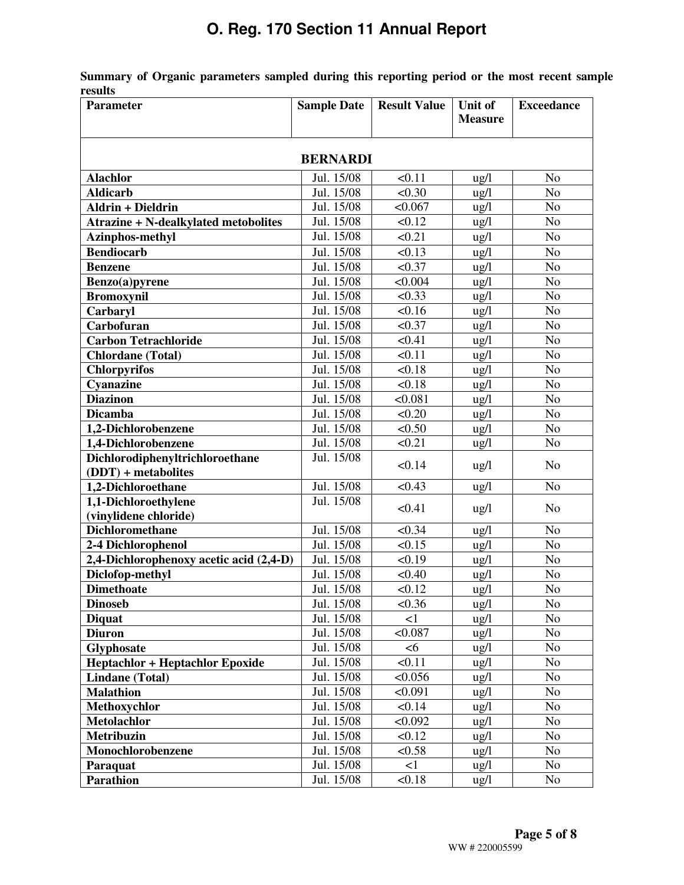**Summary of Organic parameters sampled during this reporting period or the most recent sample results**

| Parameter | Sample Date | Result Value | Unit of Measure | Exceedance |
|---|---|---|---|---|
| **BERNARDI** | | | | |
| **Alachlor** | Jul. 15/08 | <0.11 | ug/l | No |
| **Aldicarb** | Jul. 15/08 | <0.30 | ug/l | No |
| **Aldrin + Dieldrin** | Jul. 15/08 | <0.067 | ug/l | No |
| **Atrazine + N-dealkylated metobolites** | Jul. 15/08 | <0.12 | ug/l | No |
| **Azinphos-methyl** | Jul. 15/08 | <0.21 | ug/l | No |
| **Bendiocarb** | Jul. 15/08 | <0.13 | ug/l | No |
| **Benzene** | Jul. 15/08 | <0.37 | ug/l | No |
| **Benzo(a)pyrene** | Jul. 15/08 | <0.004 | ug/l | No |
| **Bromoxynil** | Jul. 15/08 | <0.33 | ug/l | No |
| **Carbaryl** | Jul. 15/08 | <0.16 | ug/l | No |
| **Carbofuran** | Jul. 15/08 | <0.37 | ug/l | No |
| **Carbon Tetrachloride** | Jul. 15/08 | <0.41 | ug/l | No |
| **Chlordane (Total)** | Jul. 15/08 | <0.11 | ug/l | No |
| **Chlorpyrifos** | Jul. 15/08 | <0.18 | ug/l | No |
| **Cyanazine** | Jul. 15/08 | <0.18 | ug/l | No |
| **Diazinon** | Jul. 15/08 | <0.081 | ug/l | No |
| **Dicamba** | Jul. 15/08 | <0.20 | ug/l | No |
| **1,2-Dichlorobenzene** | Jul. 15/08 | <0.50 | ug/l | No |
| **1,4-Dichlorobenzene** | Jul. 15/08 | <0.21 | ug/l | No |
| **Dichlorodiphenyltrichloroethane (DDT) + metabolites** | Jul. 15/08 | <0.14 | ug/l | No |
| **1,2-Dichloroethane** | Jul. 15/08 | <0.43 | ug/l | No |
| **1,1-Dichloroethylene (vinylidene chloride)** | Jul. 15/08 | <0.41 | ug/l | No |
| **Dichloromethane** | Jul. 15/08 | <0.34 | ug/l | No |
| **2-4 Dichlorophenol** | Jul. 15/08 | <0.15 | ug/l | No |
| **2,4-Dichlorophenoxy acetic acid (2,4-D)** | Jul. 15/08 | <0.19 | ug/l | No |
| **Diclofop-methyl** | Jul. 15/08 | <0.40 | ug/l | No |
| **Dimethoate** | Jul. 15/08 | <0.12 | ug/l | No |
| **Dinoseb** | Jul. 15/08 | <0.36 | ug/l | No |
| **Diquat** | Jul. 15/08 | <1 | ug/l | No |
| **Diuron** | Jul. 15/08 | <0.087 | ug/l | No |
| **Glyphosate** | Jul. 15/08 | <6 | ug/l | No |
| **Heptachlor + Heptachlor Epoxide** | Jul. 15/08 | <0.11 | ug/l | No |
| **Lindane (Total)** | Jul. 15/08 | <0.056 | ug/l | No |
| **Malathion** | Jul. 15/08 | <0.091 | ug/l | No |
| **Methoxychlor** | Jul. 15/08 | <0.14 | ug/l | No |
| **Metolachlor** | Jul. 15/08 | <0.092 | ug/l | No |
| **Metribuzin** | Jul. 15/08 | <0.12 | ug/l | No |
| **Monochlorobenzene** | Jul. 15/08 | <0.58 | ug/l | No |
| **Paraquat** | Jul. 15/08 | <1 | ug/l | No |
| **Parathion** | Jul. 15/08 | <0.18 | ug/l | No |

WW # 220005599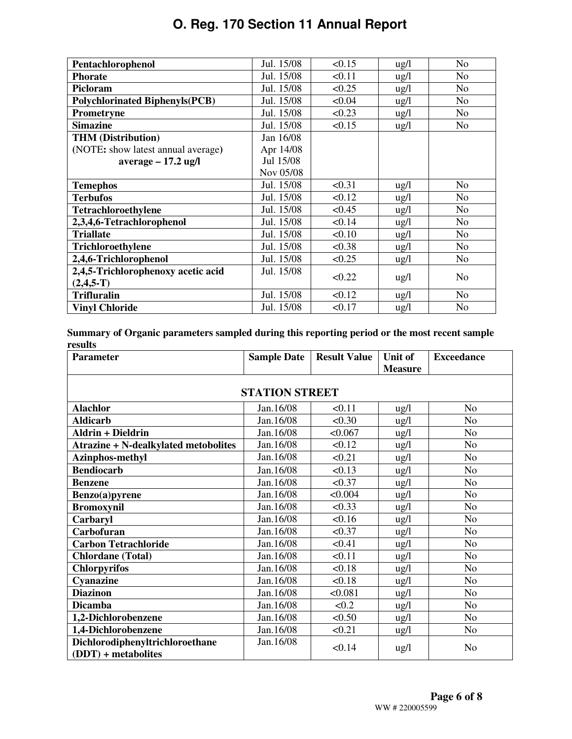| | | | | |
|---|---|---|---|---|
| **Pentachlorophenol** | Jul. 15/08 | <0.15 | ug/l | No |
| **Phorate** | Jul. 15/08 | <0.11 | ug/l | No |
| **Picloram** | Jul. 15/08 | <0.25 | ug/l | No |
| **Polychlorinated Biphenyls(PCB)** | Jul. 15/08 | <0.04 | ug/l | No |
| **Prometryne** | Jul. 15/08 | <0.23 | ug/l | No |
| **Simazine** | Jul. 15/08 | <0.15 | ug/l | No |
| **THM (Distribution)** (NOTE: show latest annual average) **average – 17.2 ug/l** | Jan 16/08 Apr 14/08 Jul 15/08 Nov 05/08 | | | |
| **Temephos** | Jul. 15/08 | <0.31 | ug/l | No |
| **Terbufos** | Jul. 15/08 | <0.12 | ug/l | No |
| **Tetrachloroethylene** | Jul. 15/08 | <0.45 | ug/l | No |
| **2,3,4,6-Tetrachlorophenol** | Jul. 15/08 | <0.14 | ug/l | No |
| **Triallate** | Jul. 15/08 | <0.10 | ug/l | No |
| **Trichloroethylene** | Jul. 15/08 | <0.38 | ug/l | No |
| **2,4,6-Trichlorophenol** | Jul. 15/08 | <0.25 | ug/l | No |
| **2,4,5-Trichlorophenoxy acetic acid (2,4,5-T)** | Jul. 15/08 | <0.22 | ug/l | No |
| **Trifluralin** | Jul. 15/08 | <0.12 | ug/l | No |
| **Vinyl Chloride** | Jul. 15/08 | <0.17 | ug/l | No |

**Summary of Organic parameters sampled during this reporting period or the most recent sample results**

| Parameter | Sample Date | Result Value | Unit of Measure | Exceedance |
|---|---|---|---|---|
| **STATION STREET** | | | | |
| **Alachlor** | Jan.16/08 | <0.11 | ug/l | No |
| **Aldicarb** | Jan.16/08 | <0.30 | ug/l | No |
| **Aldrin + Dieldrin** | Jan.16/08 | <0.067 | ug/l | No |
| **Atrazine + N-dealkylated metobolites** | Jan.16/08 | <0.12 | ug/l | No |
| **Azinphos-methyl** | Jan.16/08 | <0.21 | ug/l | No |
| **Bendiocarb** | Jan.16/08 | <0.13 | ug/l | No |
| **Benzene** | Jan.16/08 | <0.37 | ug/l | No |
| **Benzo(a)pyrene** | Jan.16/08 | <0.004 | ug/l | No |
| **Bromoxynil** | Jan.16/08 | <0.33 | ug/l | No |
| **Carbaryl** | Jan.16/08 | <0.16 | ug/l | No |
| **Carbofuran** | Jan.16/08 | <0.37 | ug/l | No |
| **Carbon Tetrachloride** | Jan.16/08 | <0.41 | ug/l | No |
| **Chlordane (Total)** | Jan.16/08 | <0.11 | ug/l | No |
| **Chlorpyrifos** | Jan.16/08 | <0.18 | ug/l | No |
| **Cyanazine** | Jan.16/08 | <0.18 | ug/l | No |
| **Diazinon** | Jan.16/08 | <0.081 | ug/l | No |
| **Dicamba** | Jan.16/08 | <0.2 | ug/l | No |
| **1,2-Dichlorobenzene** | Jan.16/08 | <0.50 | ug/l | No |
| **1,4-Dichlorobenzene** | Jan.16/08 | <0.21 | ug/l | No |
| **Dichlorodiphenyltrichloroethane (DDT) + metabolites** | Jan.16/08 | <0.14 | ug/l | No |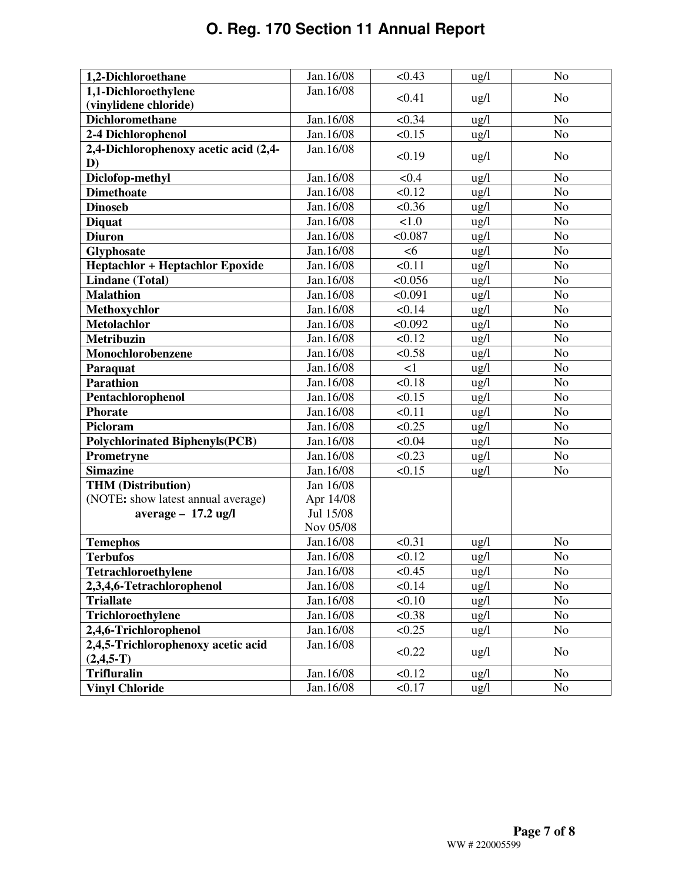| 1,2-Dichloroethane | Jan.16/08 | <0.43 | ug/l | No |
|---|---|---|---|---|
| 1,1-Dichloroethylene (vinylidene chloride) | Jan.16/08 | <0.41 | ug/l | No |
| Dichloromethane | Jan.16/08 | <0.34 | ug/l | No |
| 2-4 Dichlorophenol | Jan.16/08 | <0.15 | ug/l | No |
| 2,4-Dichlorophenoxy acetic acid (2,4-D) | Jan.16/08 | <0.19 | ug/l | No |
| Diclofop-methyl | Jan.16/08 | <0.4 | ug/l | No |
| Dimethoate | Jan.16/08 | <0.12 | ug/l | No |
| Dinoseb | Jan.16/08 | <0.36 | ug/l | No |
| Diquat | Jan.16/08 | <1.0 | ug/l | No |
| Diuron | Jan.16/08 | <0.087 | ug/l | No |
| Glyphosate | Jan.16/08 | <6 | ug/l | No |
| Heptachlor + Heptachlor Epoxide | Jan.16/08 | <0.11 | ug/l | No |
| Lindane (Total) | Jan.16/08 | <0.056 | ug/l | No |
| Malathion | Jan.16/08 | <0.091 | ug/l | No |
| Methoxychlor | Jan.16/08 | <0.14 | ug/l | No |
| Metolachlor | Jan.16/08 | <0.092 | ug/l | No |
| Metribuzin | Jan.16/08 | <0.12 | ug/l | No |
| Monochlorobenzene | Jan.16/08 | <0.58 | ug/l | No |
| Paraquat | Jan.16/08 | <1 | ug/l | No |
| Parathion | Jan.16/08 | <0.18 | ug/l | No |
| Pentachlorophenol | Jan.16/08 | <0.15 | ug/l | No |
| Phorate | Jan.16/08 | <0.11 | ug/l | No |
| Picloram | Jan.16/08 | <0.25 | ug/l | No |
| Polychlorinated Biphenyls(PCB) | Jan.16/08 | <0.04 | ug/l | No |
| Prometryne | Jan.16/08 | <0.23 | ug/l | No |
| Simazine | Jan.16/08 | <0.15 | ug/l | No |
| THM (Distribution) (NOTE: show latest annual average) average – 17.2 ug/l | Jan 16/08 Apr 14/08 Jul 15/08 Nov 05/08 | | | |
| Temephos | Jan.16/08 | <0.31 | ug/l | No |
| Terbufos | Jan.16/08 | <0.12 | ug/l | No |
| Tetrachloroethylene | Jan.16/08 | <0.45 | ug/l | No |
| 2,3,4,6-Tetrachlorophenol | Jan.16/08 | <0.14 | ug/l | No |
| Triallate | Jan.16/08 | <0.10 | ug/l | No |
| Trichloroethylene | Jan.16/08 | <0.38 | ug/l | No |
| 2,4,6-Trichlorophenol | Jan.16/08 | <0.25 | ug/l | No |
| 2,4,5-Trichlorophenoxy acetic acid (2,4,5-T) | Jan.16/08 | <0.22 | ug/l | No |
| Trifluralin | Jan.16/08 | <0.12 | ug/l | No |
| Vinyl Chloride | Jan.16/08 | <0.17 | ug/l | No |

WW # 220005599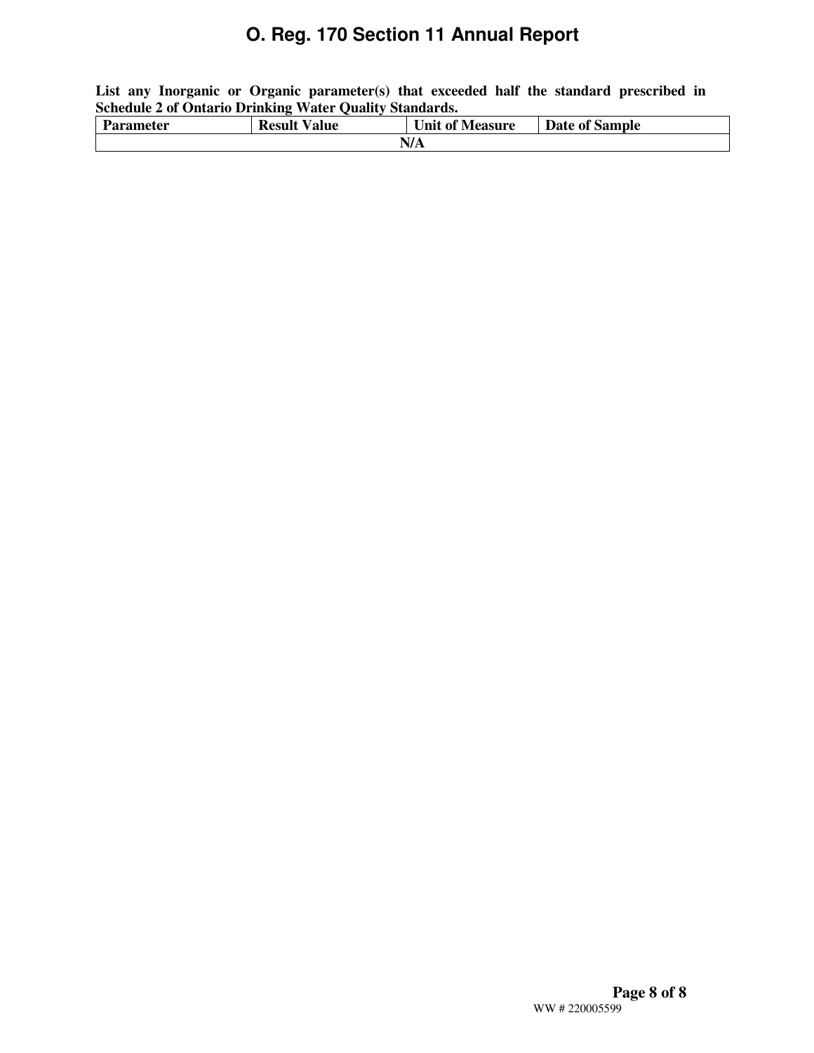# O. Reg. 170 Section 11 Annual Report

**List any Inorganic or Organic parameter(s) that exceeded half the standard prescribed in Schedule 2 of Ontario Drinking Water Quality Standards.**

| Parameter | Result Value | Unit of Measure | Date of Sample |
|---|---|---|---|
| N/A | | | |

WW # 220005599